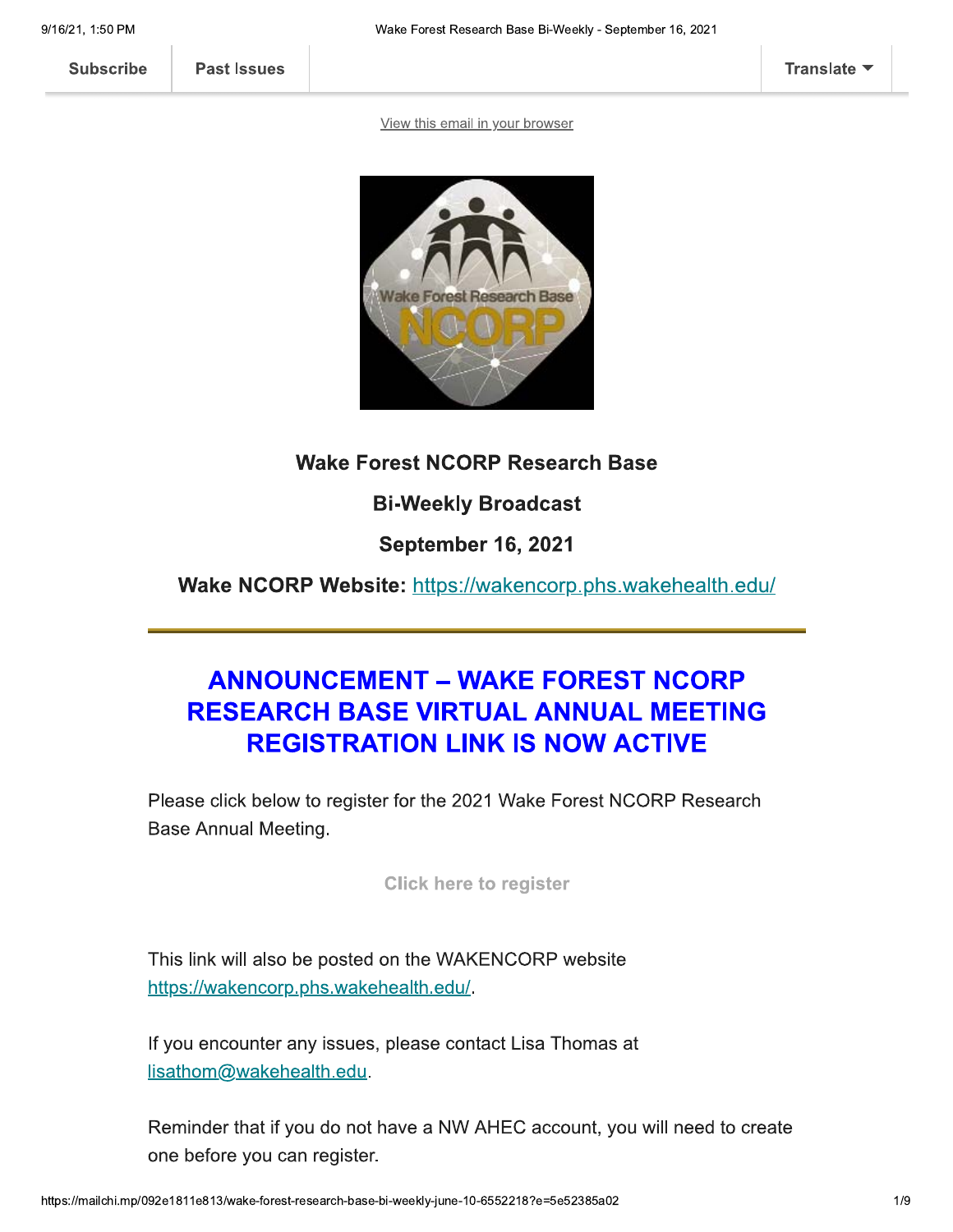Subscribe | Past Issues | Translate

View this email in your browser

**Wake Forest NCORP Research Base**

**Bi-Weekly Broadcast**

**September 16, 2021**

**Wake NCORP Website:** https://wakencorp.phs.wakehealth.edu/

---

## ANNOUNCEMENT – WAKE FOREST NCORP RESEARCH BASE VIRTUAL ANNUAL MEETING REGISTRATION LINK IS NOW ACTIVE

Please click below to register for the 2021 Wake Forest NCORP Research Base Annual Meeting.

**Click here to register**

This link will also be posted on the WAKENCORP website https://wakencorp.phs.wakehealth.edu/.

If you encounter any issues, please contact Lisa Thomas at lisathom@wakehealth.edu.

Reminder that if you do not have a NW AHEC account, you will need to create one before you can register.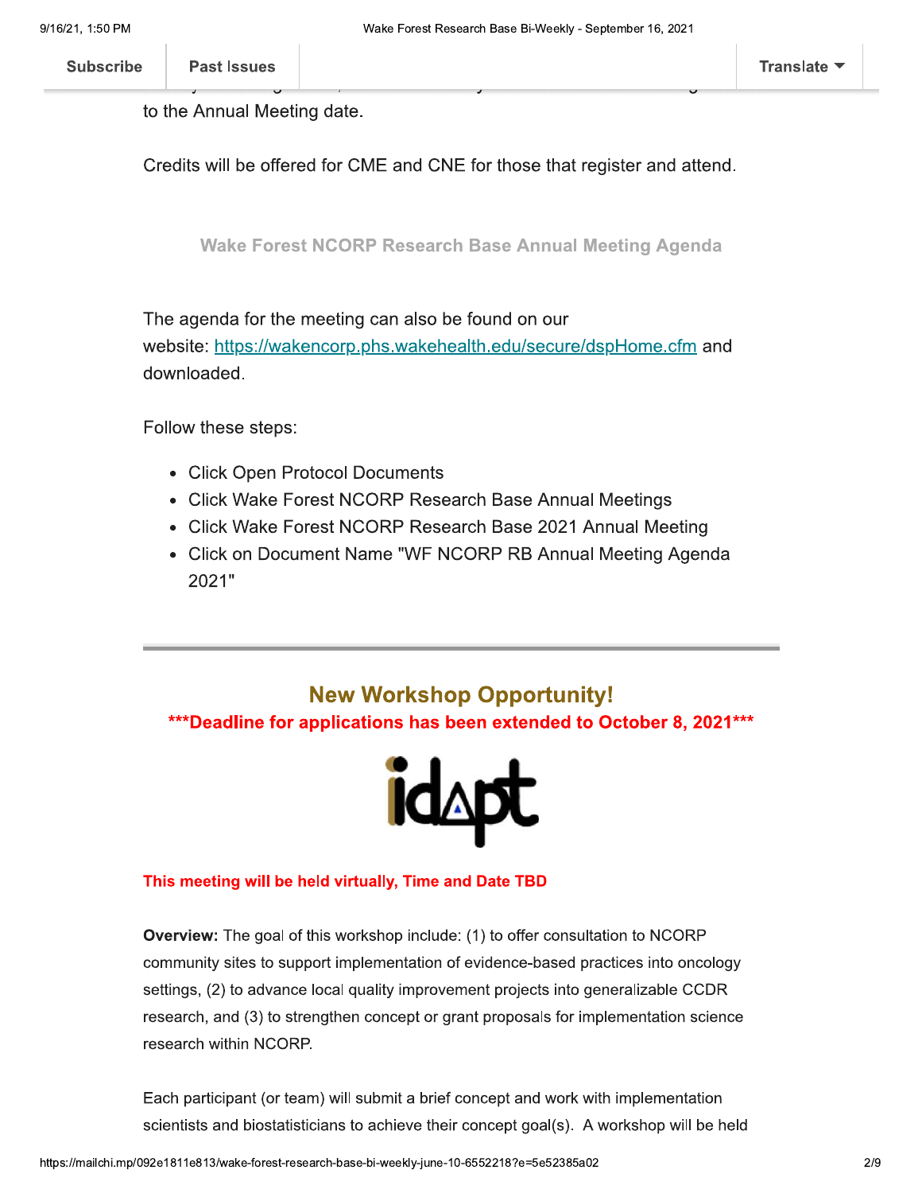to the Annual Meeting date.

Credits will be offered for CME and CNE for those that register and attend.

### Wake Forest NCORP Research Base Annual Meeting Agenda

The agenda for the meeting can also be found on our website: [https://wakencorp.phs.wakehealth.edu/secure/dspHome.cfm](https://wakencorp.phs.wakehealth.edu/secure/dspHome.cfm) and downloaded.

Follow these steps:

- Click Open Protocol Documents
- Click Wake Forest NCORP Research Base Annual Meetings
- Click Wake Forest NCORP Research Base 2021 Annual Meeting
- Click on Document Name "WF NCORP RB Annual Meeting Agenda 2021"

---

## New Workshop Opportunity!

**\*\*\*Deadline for applications has been extended to October 8, 2021\*\*\***

**This meeting will be held virtually, Time and Date TBD**

**Overview:** The goal of this workshop include: (1) to offer consultation to NCORP community sites to support implementation of evidence-based practices into oncology settings, (2) to advance local quality improvement projects into generalizable CCDR research, and (3) to strengthen concept or grant proposals for implementation science research within NCORP.

Each participant (or team) will submit a brief concept and work with implementation scientists and biostatisticians to achieve their concept goal(s). A workshop will be held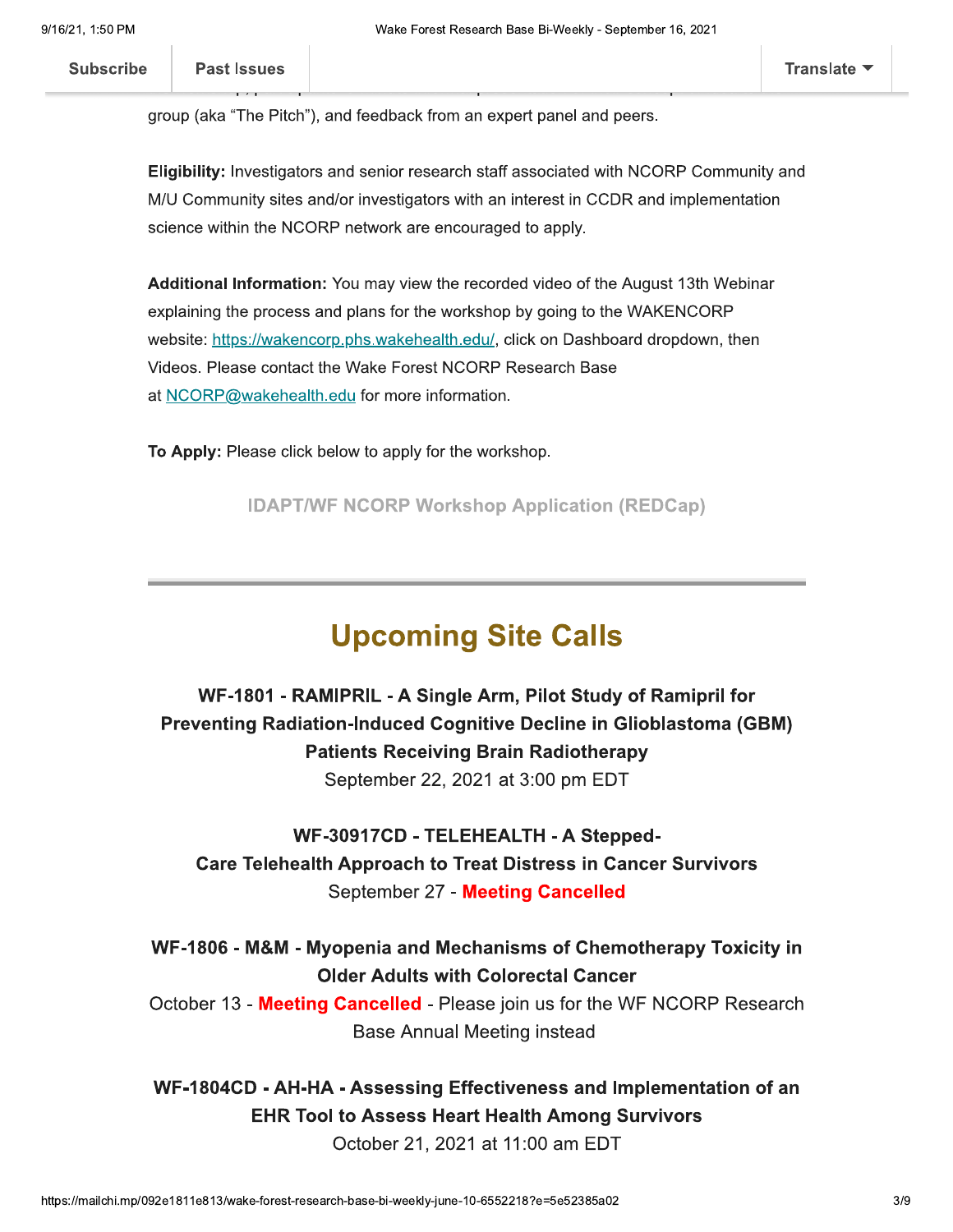group (aka "The Pitch"), and feedback from an expert panel and peers.

**Eligibility:** Investigators and senior research staff associated with NCORP Community and M/U Community sites and/or investigators with an interest in CCDR and implementation science within the NCORP network are encouraged to apply.

**Additional Information:** You may view the recorded video of the August 13th Webinar explaining the process and plans for the workshop by going to the WAKENCORP website: [https://wakencorp.phs.wakehealth.edu/](https://wakencorp.phs.wakehealth.edu/), click on Dashboard dropdown, then Videos. Please contact the Wake Forest NCORP Research Base at [NCORP@wakehealth.edu](mailto:NCORP@wakehealth.edu) for more information.

**To Apply:** Please click below to apply for the workshop.

**IDAPT/WF NCORP Workshop Application (REDCap)**

---

## Upcoming Site Calls

**WF-1801 - RAMIPRIL - A Single Arm, Pilot Study of Ramipril for Preventing Radiation-Induced Cognitive Decline in Glioblastoma (GBM) Patients Receiving Brain Radiotherapy**
September 22, 2021 at 3:00 pm EDT

**WF-30917CD - TELEHEALTH - A Stepped-Care Telehealth Approach to Treat Distress in Cancer Survivors**
September 27 - **Meeting Cancelled**

**WF-1806 - M&M - Myopenia and Mechanisms of Chemotherapy Toxicity in Older Adults with Colorectal Cancer**
October 13 - **Meeting Cancelled** - Please join us for the WF NCORP Research Base Annual Meeting instead

**WF-1804CD - AH-HA - Assessing Effectiveness and Implementation of an EHR Tool to Assess Heart Health Among Survivors**
October 21, 2021 at 11:00 am EDT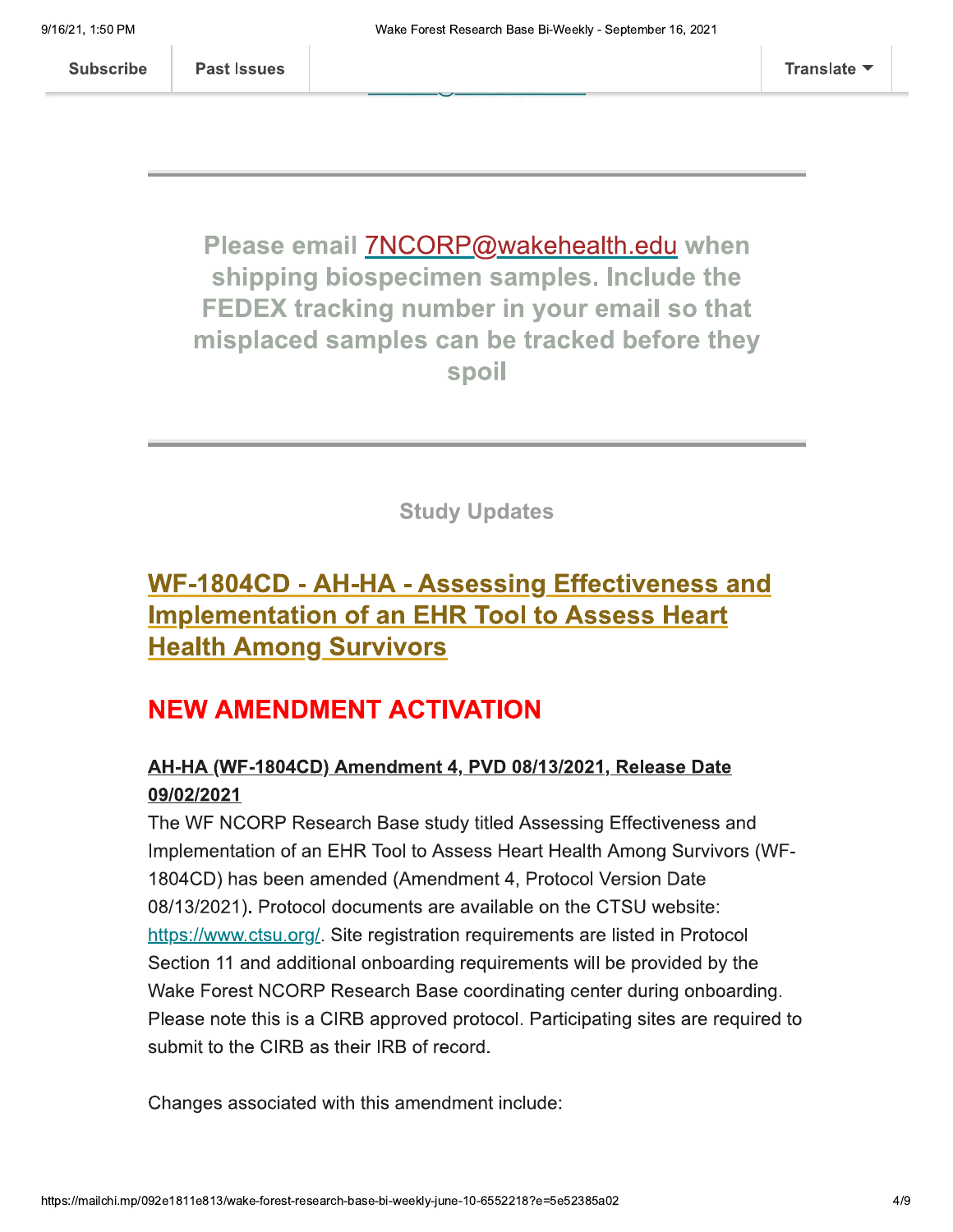Please email 7NCORP@wakehealth.edu when shipping biospecimen samples. Include the FEDEX tracking number in your email so that misplaced samples can be tracked before they spoil

---

Study Updates

## WF-1804CD - AH-HA - Assessing Effectiveness and Implementation of an EHR Tool to Assess Heart Health Among Survivors

## NEW AMENDMENT ACTIVATION

**AH-HA (WF-1804CD) Amendment 4, PVD 08/13/2021, Release Date 09/02/2021**

The WF NCORP Research Base study titled Assessing Effectiveness and Implementation of an EHR Tool to Assess Heart Health Among Survivors (WF-1804CD) has been amended (Amendment 4, Protocol Version Date 08/13/2021). Protocol documents are available on the CTSU website: https://www.ctsu.org/. Site registration requirements are listed in Protocol Section 11 and additional onboarding requirements will be provided by the Wake Forest NCORP Research Base coordinating center during onboarding. Please note this is a CIRB approved protocol. Participating sites are required to submit to the CIRB as their IRB of record.

Changes associated with this amendment include: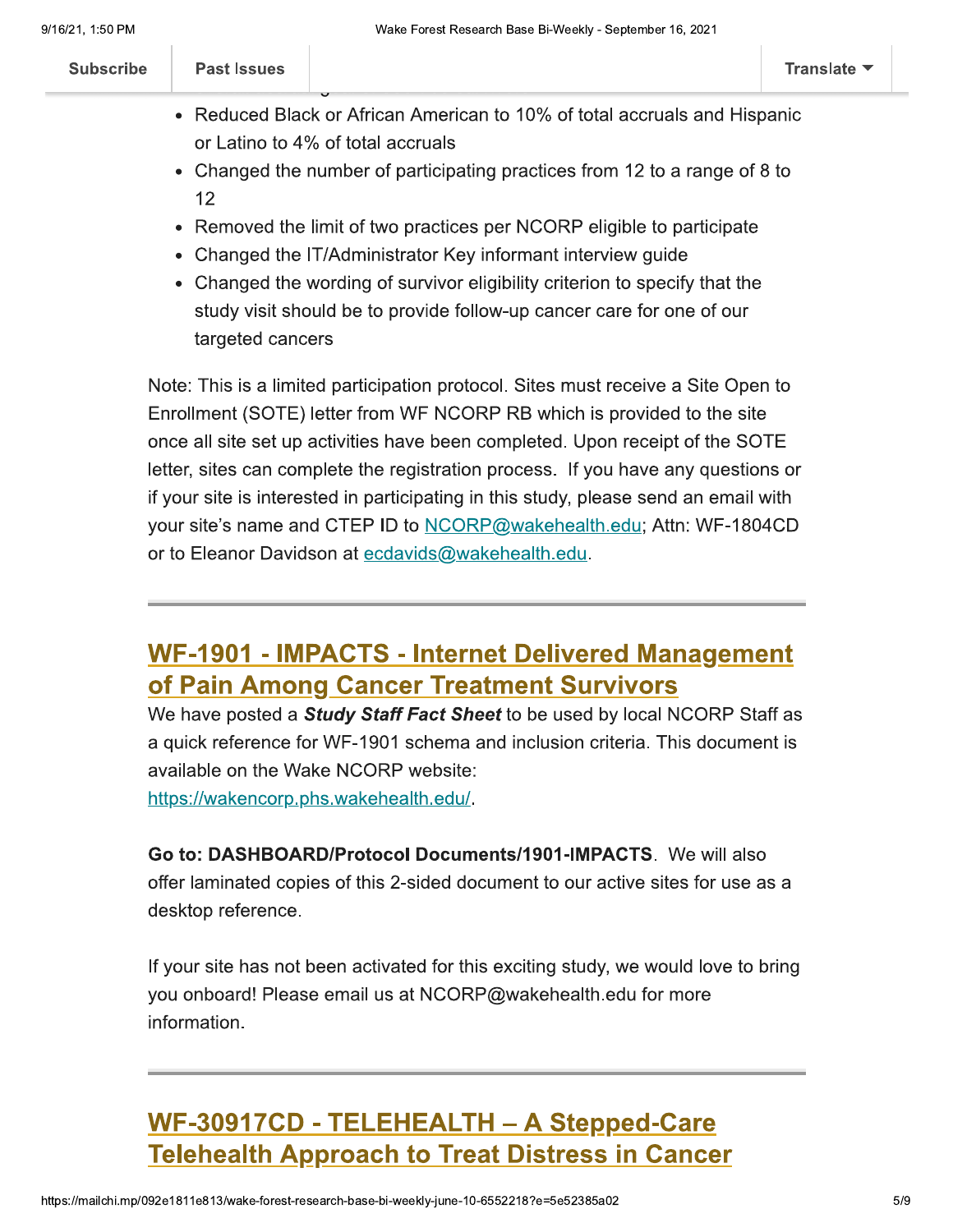- Reduced Black or African American to 10% of total accruals and Hispanic or Latino to 4% of total accruals
- Changed the number of participating practices from 12 to a range of 8 to 12
- Removed the limit of two practices per NCORP eligible to participate
- Changed the IT/Administrator Key informant interview guide
- Changed the wording of survivor eligibility criterion to specify that the study visit should be to provide follow-up cancer care for one of our targeted cancers

Note: This is a limited participation protocol. Sites must receive a Site Open to Enrollment (SOTE) letter from WF NCORP RB which is provided to the site once all site set up activities have been completed. Upon receipt of the SOTE letter, sites can complete the registration process. If you have any questions or if your site is interested in participating in this study, please send an email with your site's name and CTEP ID to NCORP@wakehealth.edu; Attn: WF-1804CD or to Eleanor Davidson at ecdavids@wakehealth.edu.

---

## WF-1901 - IMPACTS - Internet Delivered Management of Pain Among Cancer Treatment Survivors

We have posted a ***Study Staff Fact Sheet*** to be used by local NCORP Staff as a quick reference for WF-1901 schema and inclusion criteria. This document is available on the Wake NCORP website: https://wakencorp.phs.wakehealth.edu/.

**Go to: DASHBOARD/Protocol Documents/1901-IMPACTS**. We will also offer laminated copies of this 2-sided document to our active sites for use as a desktop reference.

If your site has not been activated for this exciting study, we would love to bring you onboard! Please email us at NCORP@wakehealth.edu for more information.

---

## WF-30917CD - TELEHEALTH – A Stepped-Care Telehealth Approach to Treat Distress in Cancer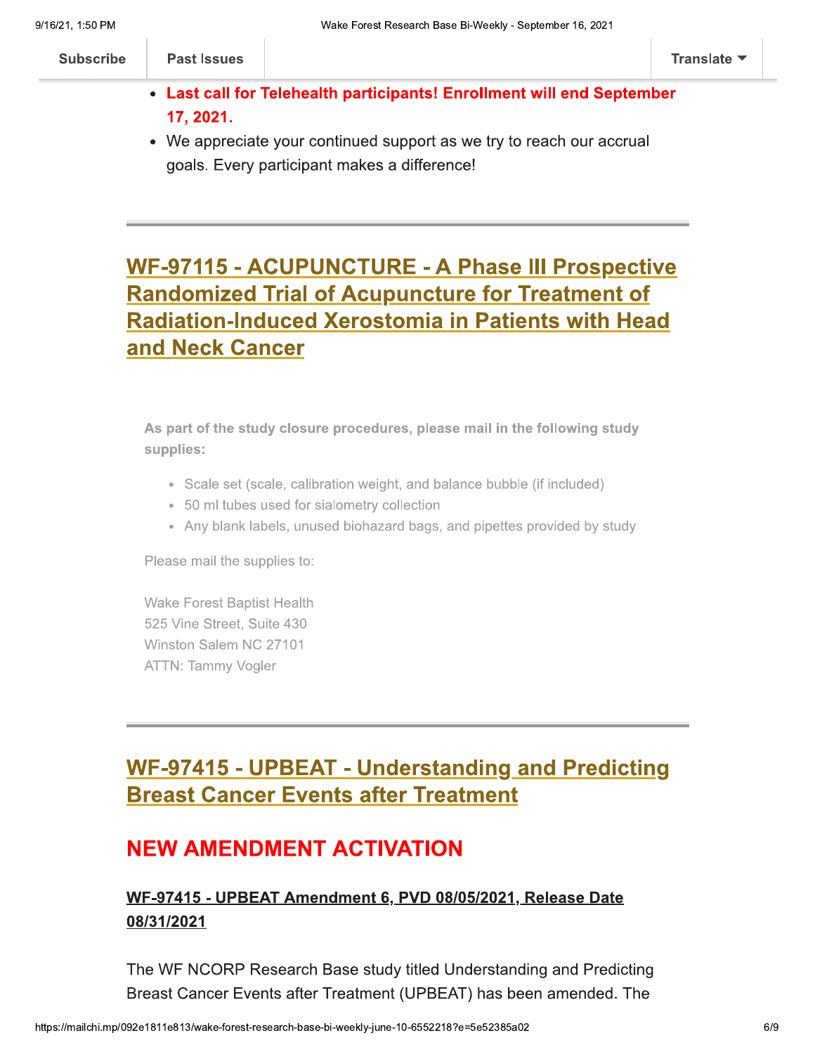- **Last call for Telehealth participants! Enrollment will end September 17, 2021.**
- We appreciate your continued support as we try to reach our accrual goals. Every participant makes a difference!

---

## WF-97115 - ACUPUNCTURE - A Phase III Prospective Randomized Trial of Acupuncture for Treatment of Radiation-Induced Xerostomia in Patients with Head and Neck Cancer

**As part of the study closure procedures, please mail in the following study supplies:**

- Scale set (scale, calibration weight, and balance bubble (if included)
- 50 ml tubes used for sialometry collection
- Any blank labels, unused biohazard bags, and pipettes provided by study

Please mail the supplies to:

Wake Forest Baptist Health
525 Vine Street, Suite 430
Winston Salem NC 27101
ATTN: Tammy Vogler

---

## WF-97415 - UPBEAT - Understanding and Predicting Breast Cancer Events after Treatment

## NEW AMENDMENT ACTIVATION

### WF-97415 - UPBEAT Amendment 6, PVD 08/05/2021, Release Date 08/31/2021

The WF NCORP Research Base study titled Understanding and Predicting Breast Cancer Events after Treatment (UPBEAT) has been amended. The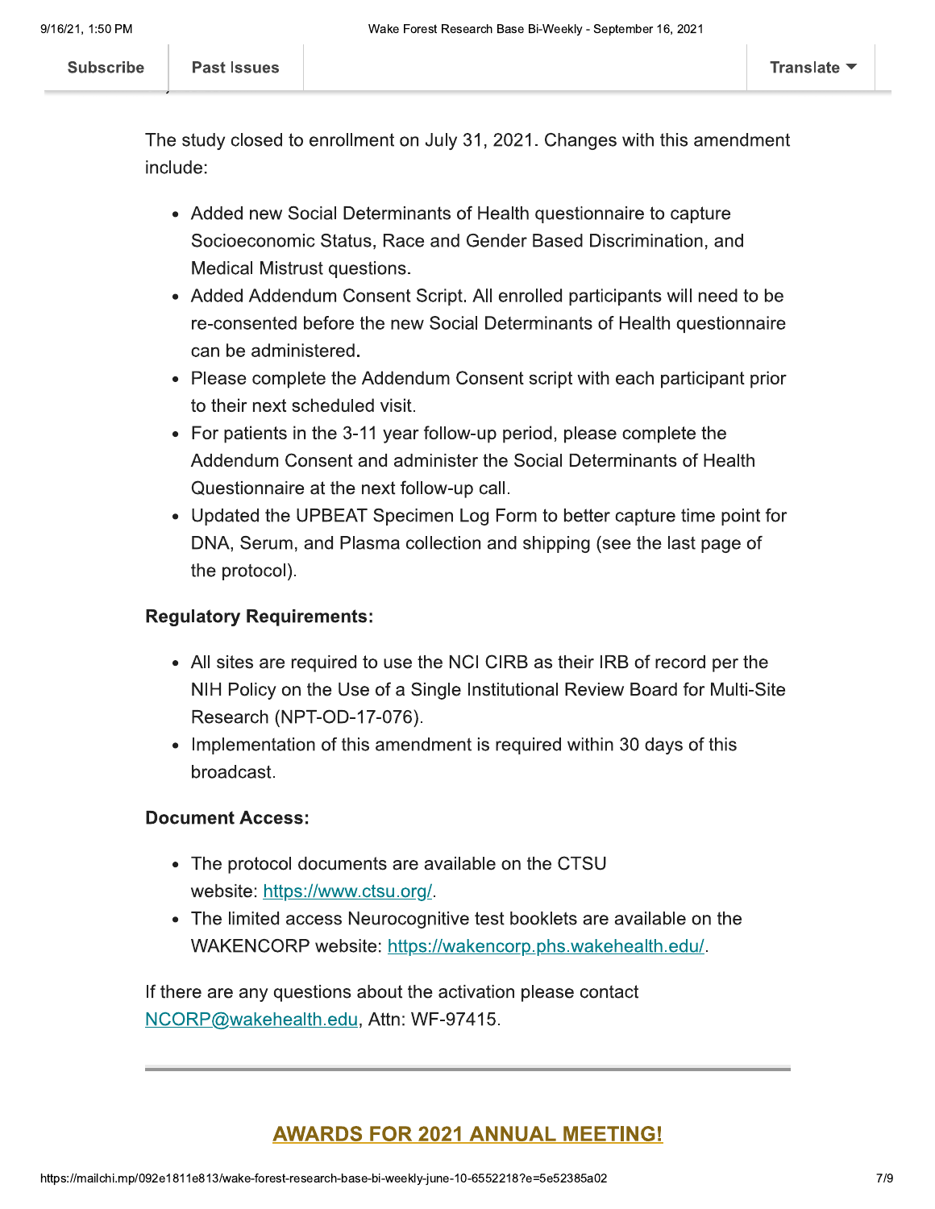The study closed to enrollment on July 31, 2021. Changes with this amendment include:

- Added new Social Determinants of Health questionnaire to capture Socioeconomic Status, Race and Gender Based Discrimination, and Medical Mistrust questions.
- Added Addendum Consent Script. All enrolled participants will need to be re-consented before the new Social Determinants of Health questionnaire can be administered.
- Please complete the Addendum Consent script with each participant prior to their next scheduled visit.
- For patients in the 3-11 year follow-up period, please complete the Addendum Consent and administer the Social Determinants of Health Questionnaire at the next follow-up call.
- Updated the UPBEAT Specimen Log Form to better capture time point for DNA, Serum, and Plasma collection and shipping (see the last page of the protocol).

**Regulatory Requirements:**

- All sites are required to use the NCI CIRB as their IRB of record per the NIH Policy on the Use of a Single Institutional Review Board for Multi-Site Research (NPT-OD-17-076).
- Implementation of this amendment is required within 30 days of this broadcast.

**Document Access:**

- The protocol documents are available on the CTSU website: https://www.ctsu.org/.
- The limited access Neurocognitive test booklets are available on the WAKENCORP website: https://wakencorp.phs.wakehealth.edu/.

If there are any questions about the activation please contact NCORP@wakehealth.edu, Attn: WF-97415.

---

## AWARDS FOR 2021 ANNUAL MEETING!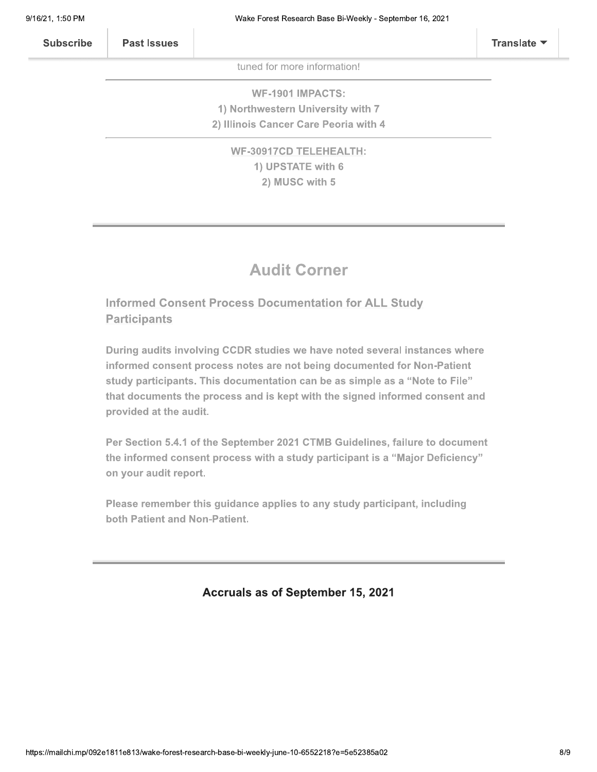tuned for more information!

---

**WF-1901 IMPACTS:**

**1) Northwestern University with 7**

**2) Illinois Cancer Care Peoria with 4**

---

**WF-30917CD TELEHEALTH:**

**1) UPSTATE with 6**

**2) MUSC with 5**

---

# Audit Corner

### Informed Consent Process Documentation for ALL Study Participants

**During audits involving CCDR studies we have noted several instances where informed consent process notes are not being documented for Non-Patient study participants. This documentation can be as simple as a "Note to File" that documents the process and is kept with the signed informed consent and provided at the audit.**

**Per Section 5.4.1 of the September 2021 CTMB Guidelines, failure to document the informed consent process with a study participant is a "Major Deficiency" on your audit report.**

**Please remember this guidance applies to any study participant, including both Patient and Non-Patient.**

---

### Accruals as of September 15, 2021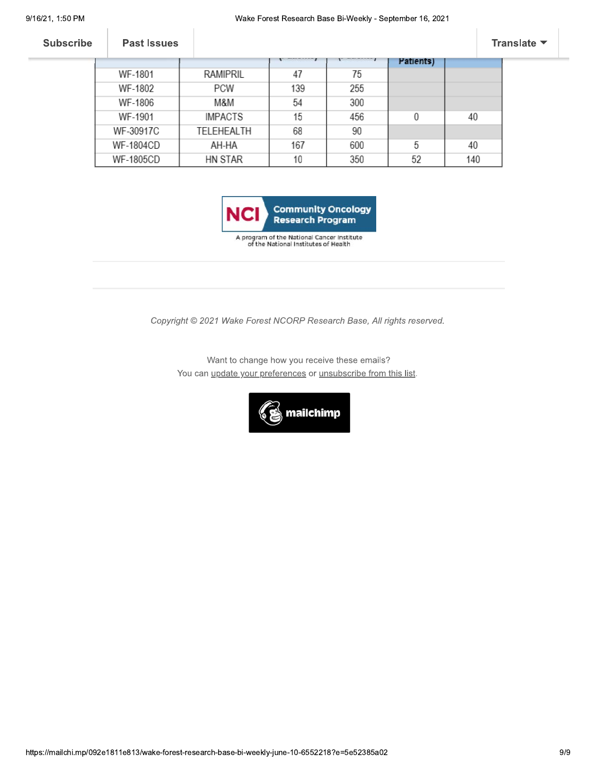| | | | | | |
|---|---|---|---|---|---|
| WF-1801 | RAMIPRIL | 47 | 75 | | |
| WF-1802 | PCW | 139 | 255 | | |
| WF-1806 | M&M | 54 | 300 | | |
| WF-1901 | IMPACTS | 15 | 456 | 0 | 40 |
| WF-30917C | TELEHEALTH | 68 | 90 | | |
| WF-1804CD | AH-HA | 167 | 600 | 5 | 40 |
| WF-1805CD | HN STAR | 10 | 350 | 52 | 140 |

NCI Community Oncology Research Program

A program of the National Cancer Institute of the National Institutes of Health

*Copyright © 2021 Wake Forest NCORP Research Base, All rights reserved.*

Want to change how you receive these emails?
You can update your preferences or unsubscribe from this list.

mailchimp